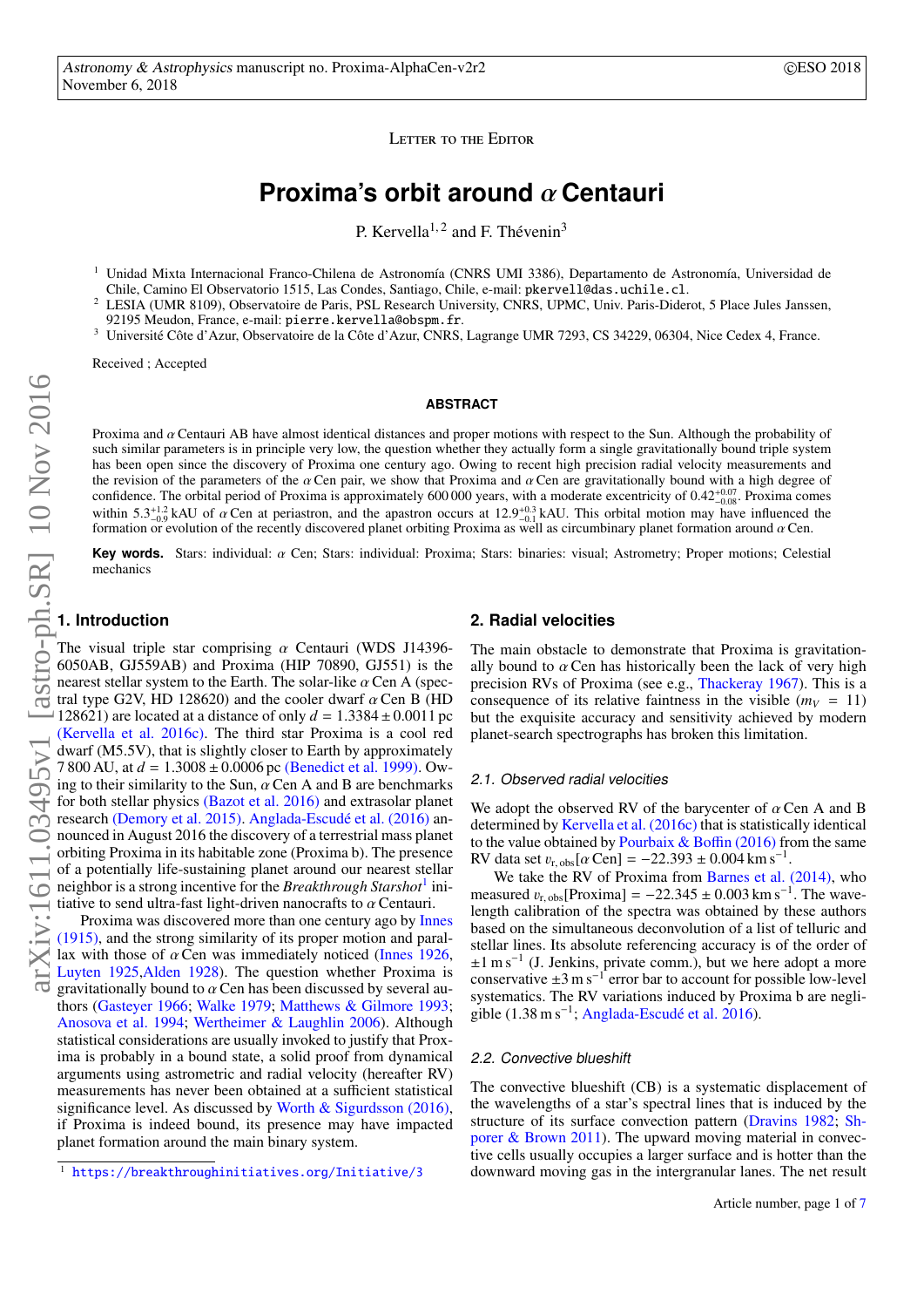Letter to the Editor

# Proxima's orbit around $\alpha$ Centauri

P. Kervella[1,2] and F. Thévenin[3]

[1] Unidad Mixta Internacional Franco-Chilena de Astronomía (CNRS UMI 3386), Departamento de Astronomía, Universidad de Chile, Camino El Observatorio 1515, Las Condes, Santiago, Chile, e-mail: pkervell@das.uchile.cl.

[2] LESIA (UMR 8109), Observatoire de Paris, PSL Research University, CNRS, UPMC, Univ. Paris-Diderot, 5 Place Jules Janssen, 92195 Meudon, France, e-mail: pierre.kervella@obspm.fr.

[3] Université Côte d'Azur, Observatoire de la Côte d'Azur, CNRS, Lagrange UMR 7293, CS 34229, 06304, Nice Cedex 4, France.

Received ; Accepted

## ABSTRACT

Proxima and $\alpha$ Centauri AB have almost identical distances and proper motions with respect to the Sun. Although the probability of such similar parameters is in principle very low, the question whether they actually form a single gravitationally bound triple system has been open since the discovery of Proxima one century ago. Owing to recent high precision radial velocity measurements and the revision of the parameters of the $\alpha$ Cen pair, we show that Proxima and $\alpha$ Cen are gravitationally bound with a high degree of confidence. The orbital period of Proxima is approximately 600 000 years, with a moderate excentricity of $0.42^{+0.07}_{-0.08}$. Proxima comes within $5.3^{+1.2}_{-0.9}$ kAU of $\alpha$ Cen at periastron, and the apastron occurs at $12.9^{+0.3}_{-0.1}$ kAU. This orbital motion may have influenced the formation or evolution of the recently discovered planet orbiting Proxima as well as circumbinary planet formation around $\alpha$ Cen.

**Key words.** Stars: individual: $\alpha$ Cen; Stars: individual: Proxima; Stars: binaries: visual; Astrometry; Proper motions; Celestial mechanics

## 1. Introduction

The visual triple star comprising $\alpha$ Centauri (WDS J14396-6050AB, GJ559AB) and Proxima (HIP 70890, GJ551) is the nearest stellar system to the Earth. The solar-like $\alpha$ Cen A (spectral type G2V, HD 128620) and the cooler dwarf $\alpha$ Cen B (HD 128621) are located at a distance of only $d = 1.3384 \pm 0.0011$ pc (Kervella et al. 2016c). The third star Proxima is a cool red dwarf (M5.5V), that is slightly closer to Earth by approximately 7 800 AU, at $d = 1.3008 \pm 0.0006$ pc (Benedict et al. 1999). Owing to their similarity to the Sun, $\alpha$ Cen A and B are benchmarks for both stellar physics (Bazot et al. 2016) and extrasolar planet research (Demory et al. 2015). Anglada-Escudé et al. (2016) announced in August 2016 the discovery of a terrestrial mass planet orbiting Proxima in its habitable zone (Proxima b). The presence of a potentially life-sustaining planet around our nearest stellar neighbor is a strong incentive for the *Breakthrough Starshot*[1] initiative to send ultra-fast light-driven nanocrafts to $\alpha$ Centauri.

Proxima was discovered more than one century ago by Innes (1915), and the strong similarity of its proper motion and parallax with those of $\alpha$ Cen was immediately noticed (Innes 1926, Luyten 1925,Alden 1928). The question whether Proxima is gravitationally bound to $\alpha$ Cen has been discussed by several authors (Gasteyer 1966; Walke 1979; Matthews & Gilmore 1993; Anosova et al. 1994; Wertheimer & Laughlin 2006). Although statistical considerations are usually invoked to justify that Proxima is probably in a bound state, a solid proof from dynamical arguments using astrometric and radial velocity (hereafter RV) measurements has never been obtained at a sufficient statistical significance level. As discussed by Worth & Sigurdsson (2016), if Proxima is indeed bound, its presence may have impacted planet formation around the main binary system.

[1] https://breakthroughinitiatives.org/Initiative/3

## 2. Radial velocities

The main obstacle to demonstrate that Proxima is gravitationally bound to $\alpha$ Cen has historically been the lack of very high precision RVs of Proxima (see e.g., Thackeray 1967). This is a consequence of its relative faintness in the visible ($m_V = 11$) but the exquisite accuracy and sensitivity achieved by modern planet-search spectrographs has broken this limitation.

### 2.1. Observed radial velocities

We adopt the observed RV of the barycenter of $\alpha$ Cen A and B determined by Kervella et al. (2016c) that is statistically identical to the value obtained by Pourbaix & Boffin (2016) from the same RV data set $v_{\mathrm{r,obs}}[\alpha\,\mathrm{Cen}] = -22.393 \pm 0.004\ \mathrm{km\,s^{-1}}$.

We take the RV of Proxima from Barnes et al. (2014), who measured $v_{\mathrm{r,obs}}[\mathrm{Proxima}] = -22.345 \pm 0.003\ \mathrm{km\,s^{-1}}$. The wavelength calibration of the spectra was obtained by these authors based on the simultaneous deconvolution of a list of telluric and stellar lines. Its absolute referencing accuracy is of the order of $\pm 1\ \mathrm{m\,s^{-1}}$ (J. Jenkins, private comm.), but we here adopt a more conservative $\pm 3\ \mathrm{m\,s^{-1}}$ error bar to account for possible low-level systematics. The RV variations induced by Proxima b are negligible ($1.38\ \mathrm{m\,s^{-1}}$; Anglada-Escudé et al. 2016).

### 2.2. Convective blueshift

The convective blueshift (CB) is a systematic displacement of the wavelengths of a star's spectral lines that is induced by the structure of its surface convection pattern (Dravins 1982; Shporer & Brown 2011). The upward moving material in convective cells usually occupies a larger surface and is hotter than the downward moving gas in the intergranular lanes. The net result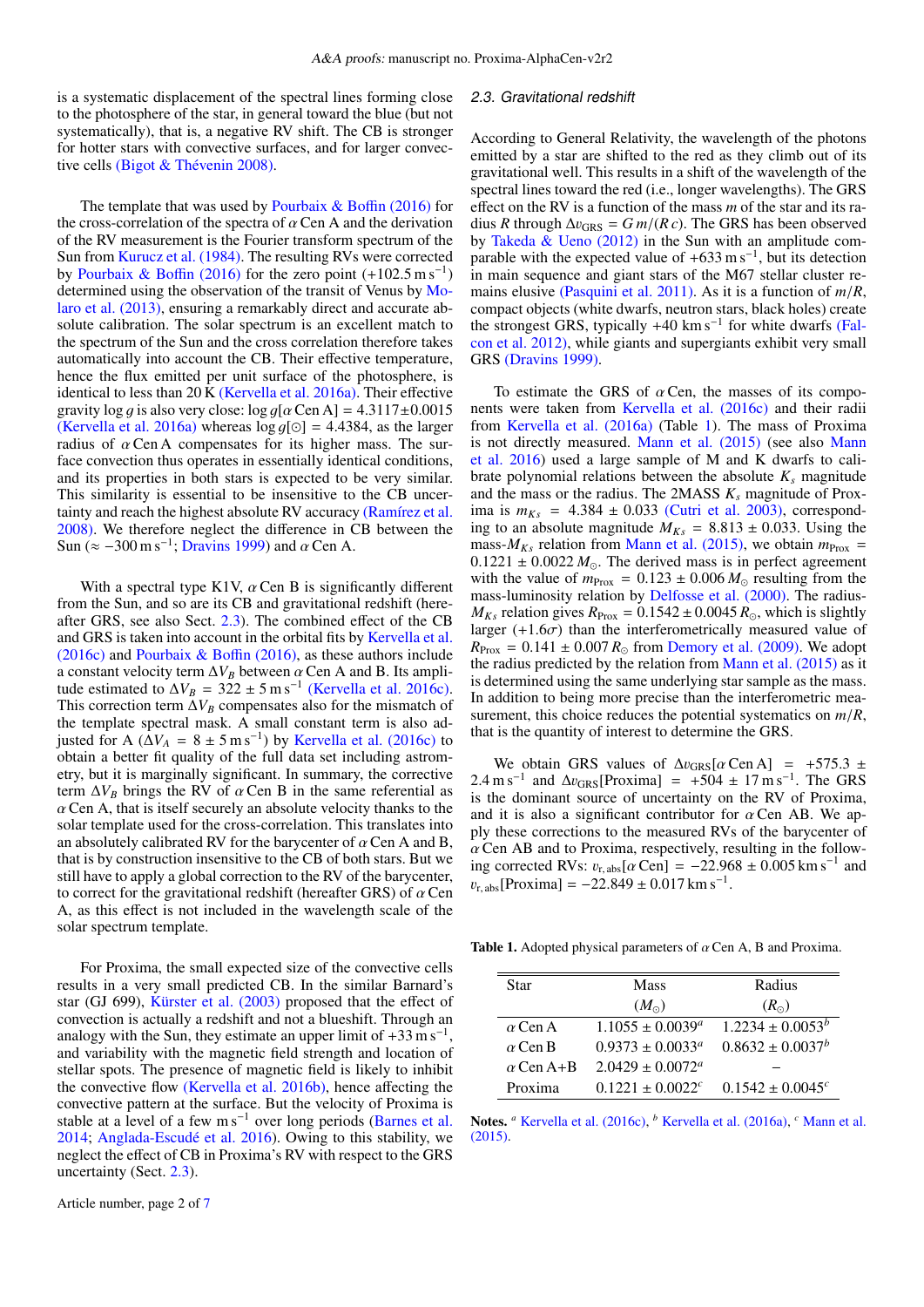is a systematic displacement of the spectral lines forming close to the photosphere of the star, in general toward the blue (but not systematically), that is, a negative RV shift. The CB is stronger for hotter stars with convective surfaces, and for larger convective cells (Bigot & Thévenin 2008).

The template that was used by Pourbaix & Boffin (2016) for the cross-correlation of the spectra of $\alpha$ Cen A and the derivation of the RV measurement is the Fourier transform spectrum of the Sun from Kurucz et al. (1984). The resulting RVs were corrected by Pourbaix & Boffin (2016) for the zero point ($+102.5\,\mathrm{m\,s^{-1}}$) determined using the observation of the transit of Venus by Molaro et al. (2013), ensuring a remarkably direct and accurate absolute calibration. The solar spectrum is an excellent match to the spectrum of the Sun and the cross correlation therefore takes automatically into account the CB. Their effective temperature, hence the flux emitted per unit surface of the photosphere, is identical to less than 20 K (Kervella et al. 2016a). Their effective gravity $\log g$ is also very close: $\log g[\alpha\,\mathrm{Cen\,A}] = 4.3117 \pm 0.0015$ (Kervella et al. 2016a) whereas $\log g[\odot] = 4.4384$, as the larger radius of $\alpha$ Cen A compensates for its higher mass. The surface convection thus operates in essentially identical conditions, and its properties in both stars is expected to be very similar. This similarity is essential to be insensitive to the CB uncertainty and reach the highest absolute RV accuracy (Ramírez et al. 2008). We therefore neglect the difference in CB between the Sun ($\approx -300\,\mathrm{m\,s^{-1}}$; Dravins 1999) and $\alpha$ Cen A.

With a spectral type K1V, $\alpha$ Cen B is significantly different from the Sun, and so are its CB and gravitational redshift (hereafter GRS, see also Sect. 2.3). The combined effect of the CB and GRS is taken into account in the orbital fits by Kervella et al. (2016c) and Pourbaix & Boffin (2016), as these authors include a constant velocity term $\Delta V_B$ between $\alpha$ Cen A and B. Its amplitude estimated to $\Delta V_B = 322 \pm 5\,\mathrm{m\,s^{-1}}$ (Kervella et al. 2016c). This correction term $\Delta V_B$ compensates also for the mismatch of the template spectral mask. A small constant term is also adjusted for A ($\Delta V_A = 8 \pm 5\,\mathrm{m\,s^{-1}}$) by Kervella et al. (2016c) to obtain a better fit quality of the full data set including astrometry, but it is marginally significant. In summary, the corrective term $\Delta V_B$ brings the RV of $\alpha$ Cen B in the same referential as $\alpha$ Cen A, that is itself securely an absolute velocity thanks to the solar template used for the cross-correlation. This translates into an absolutely calibrated RV for the barycenter of $\alpha$ Cen A and B, that is by construction insensitive to the CB of both stars. But we still have to apply a global correction to the RV of the barycenter, to correct for the gravitational redshift (hereafter GRS) of $\alpha$ Cen A, as this effect is not included in the wavelength scale of the solar spectrum template.

For Proxima, the small expected size of the convective cells results in a very small predicted CB. In the similar Barnard's star (GJ 699), Kürster et al. (2003) proposed that the effect of convection is actually a redshift and not a blueshift. Through an analogy with the Sun, they estimate an upper limit of $+33\,\mathrm{m\,s^{-1}}$, and variability with the magnetic field strength and location of stellar spots. The presence of magnetic field is likely to inhibit the convective flow (Kervella et al. 2016b), hence affecting the convective pattern at the surface. But the velocity of Proxima is stable at a level of a few $\mathrm{m\,s^{-1}}$ over long periods (Barnes et al. 2014; Anglada-Escudé et al. 2016). Owing to this stability, we neglect the effect of CB in Proxima's RV with respect to the GRS uncertainty (Sect. 2.3).

### 2.3. Gravitational redshift

According to General Relativity, the wavelength of the photons emitted by a star are shifted to the red as they climb out of its gravitational well. This results in a shift of the wavelength of the spectral lines toward the red (i.e., longer wavelengths). The GRS effect on the RV is a function of the mass $m$ of the star and its radius $R$ through $\Delta v_{\mathrm{GRS}} = G\,m/(R\,c)$. The GRS has been observed by Takeda & Ueno (2012) in the Sun with an amplitude comparable with the expected value of $+633\,\mathrm{m\,s^{-1}}$, but its detection in main sequence and giant stars of the M67 stellar cluster remains elusive (Pasquini et al. 2011). As it is a function of $m/R$, compact objects (white dwarfs, neutron stars, black holes) create the strongest GRS, typically $+40\,\mathrm{km\,s^{-1}}$ for white dwarfs (Falcon et al. 2012), while giants and supergiants exhibit very small GRS (Dravins 1999).

To estimate the GRS of $\alpha$ Cen, the masses of its components were taken from Kervella et al. (2016c) and their radii from Kervella et al. (2016a) (Table 1). The mass of Proxima is not directly measured. Mann et al. (2015) (see also Mann et al. 2016) used a large sample of M and K dwarfs to calibrate polynomial relations between the absolute $K_s$ magnitude and the mass or the radius. The 2MASS $K_s$ magnitude of Proxima is $m_{K_s} = 4.384 \pm 0.033$ (Cutri et al. 2003), corresponding to an absolute magnitude $M_{K_s} = 8.813 \pm 0.033$. Using the mass-$M_{K_s}$ relation from Mann et al. (2015), we obtain $m_{\mathrm{Prox}} = 0.1221 \pm 0.0022\,M_\odot$. The derived mass is in perfect agreement with the value of $m_{\mathrm{Prox}} = 0.123 \pm 0.006\,M_\odot$ resulting from the mass-luminosity relation by Delfosse et al. (2000). The radius-$M_{K_s}$ relation gives $R_{\mathrm{Prox}} = 0.1542 \pm 0.0045\,R_\odot$, which is slightly larger ($+1.6\sigma$) than the interferometrically measured value of $R_{\mathrm{Prox}} = 0.141 \pm 0.007\,R_\odot$ from Demory et al. (2009). We adopt the radius predicted by the relation from Mann et al. (2015) as it is determined using the same underlying star sample as the mass. In addition to being more precise than the interferometric measurement, this choice reduces the potential systematics on $m/R$, that is the quantity of interest to determine the GRS.

We obtain GRS values of $\Delta v_{\mathrm{GRS}}[\alpha\,\mathrm{Cen\,A}] = +575.3 \pm 2.4\,\mathrm{m\,s^{-1}}$ and $\Delta v_{\mathrm{GRS}}[\mathrm{Proxima}] = +504 \pm 17\,\mathrm{m\,s^{-1}}$. The GRS is the dominant source of uncertainty on the RV of Proxima, and it is also a significant contributor for $\alpha$ Cen AB. We apply these corrections to the measured RVs of the barycenter of $\alpha$ Cen AB and to Proxima, respectively, resulting in the following corrected RVs: $v_{\mathrm{r,abs}}[\alpha\,\mathrm{Cen}] = -22.968 \pm 0.005\,\mathrm{km\,s^{-1}}$ and $v_{\mathrm{r,abs}}[\mathrm{Proxima}] = -22.849 \pm 0.017\,\mathrm{km\,s^{-1}}$.

**Table 1.** Adopted physical parameters of $\alpha$ Cen A, B and Proxima.

| Star | Mass ($M_\odot$) | Radius ($R_\odot$) |
|---|---|---|
| $\alpha$ Cen A | $1.1055 \pm 0.0039^a$ | $1.2234 \pm 0.0053^b$ |
| $\alpha$ Cen B | $0.9373 \pm 0.0033^a$ | $0.8632 \pm 0.0037^b$ |
| $\alpha$ Cen A+B | $2.0429 \pm 0.0072^a$ | – |
| Proxima | $0.1221 \pm 0.0022^c$ | $0.1542 \pm 0.0045^c$ |

**Notes.** [a] Kervella et al. (2016c), [b] Kervella et al. (2016a), [c] Mann et al. (2015).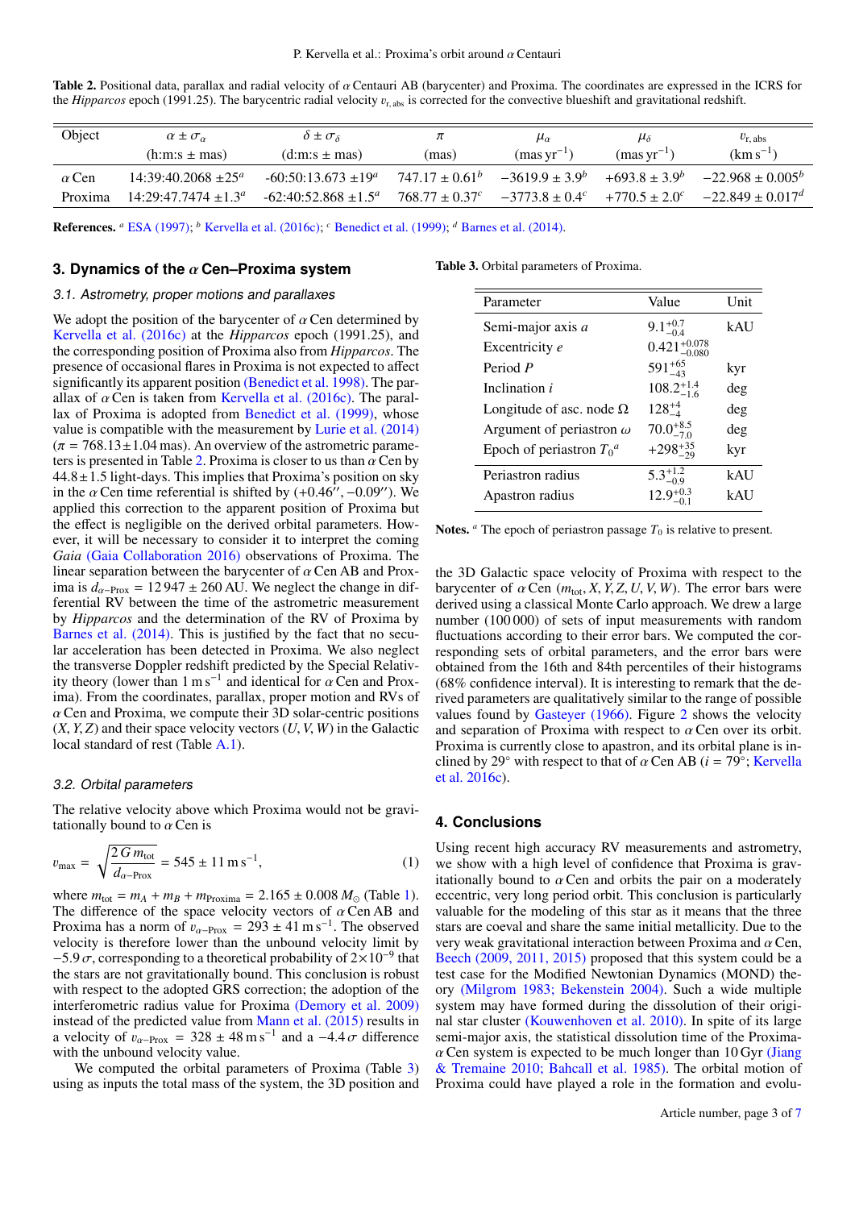**Table 2.** Positional data, parallax and radial velocity of $\alpha$ Centauri AB (barycenter) and Proxima. The coordinates are expressed in the ICRS for the *Hipparcos* epoch (1991.25). The barycentric radial velocity $v_{\rm r,\,abs}$ is corrected for the convective blueshift and gravitational redshift.

| Object | $\alpha \pm \sigma_\alpha$ (h:m:s ± mas) | $\delta \pm \sigma_\delta$ (d:m:s ± mas) | $\pi$ (mas) | $\mu_\alpha$ (mas yr$^{-1}$) | $\mu_\delta$ (mas yr$^{-1}$) | $v_{\rm r,\,abs}$ (km s$^{-1}$) |
|---|---|---|---|---|---|---|
| $\alpha$ Cen | 14:39:40.2068 ±25[a] | -60:50:13.673 ±19[a] | 747.17 ± 0.61[b] | −3619.9 ± 3.9[b] | +693.8 ± 3.9[b] | −22.968 ± 0.005[b] |
| Proxima | 14:29:47.7474 ±1.3[a] | -62:40:52.868 ±1.5[a] | 768.77 ± 0.37[c] | −3773.8 ± 0.4[c] | +770.5 ± 2.0[c] | −22.849 ± 0.017[d] |

**References.** [a] ESA (1997); [b] Kervella et al. (2016c); [c] Benedict et al. (1999); [d] Barnes et al. (2014).

## 3. Dynamics of the $\alpha$ Cen–Proxima system

### 3.1. Astrometry, proper motions and parallaxes

We adopt the position of the barycenter of $\alpha$ Cen determined by Kervella et al. (2016c) at the *Hipparcos* epoch (1991.25), and the corresponding position of Proxima also from *Hipparcos*. The presence of occasional flares in Proxima is not expected to affect significantly its apparent position (Benedict et al. 1998). The parallax of $\alpha$ Cen is taken from Kervella et al. (2016c). The parallax of Proxima is adopted from Benedict et al. (1999), whose value is compatible with the measurement by Lurie et al. (2014) ($\pi = 768.13 \pm 1.04$ mas). An overview of the astrometric parameters is presented in Table 2. Proxima is closer to us than $\alpha$ Cen by $44.8 \pm 1.5$ light-days. This implies that Proxima's position on sky in the $\alpha$ Cen time referential is shifted by (+0.46″, −0.09″). We applied this correction to the apparent position of Proxima but the effect is negligible on the derived orbital parameters. However, it will be necessary to consider it to interpret the coming *Gaia* (Gaia Collaboration 2016) observations of Proxima. The linear separation between the barycenter of $\alpha$ Cen AB and Proxima is $d_{\alpha-\rm Prox} = 12\,947 \pm 260$ AU. We neglect the change in differential RV between the time of the astrometric measurement by *Hipparcos* and the determination of the RV of Proxima by Barnes et al. (2014). This is justified by the fact that no secular acceleration has been detected in Proxima. We also neglect the transverse Doppler redshift predicted by the Special Relativity theory (lower than 1 m s$^{-1}$ and identical for $\alpha$ Cen and Proxima). From the coordinates, parallax, proper motion and RVs of $\alpha$ Cen and Proxima, we compute their 3D solar-centric positions $(X, Y, Z)$ and their space velocity vectors $(U, V, W)$ in the Galactic local standard of rest (Table A.1).

### 3.2. Orbital parameters

The relative velocity above which Proxima would not be gravitationally bound to $\alpha$ Cen is

$$v_{\rm max} = \sqrt{\frac{2\,G\,m_{\rm tot}}{d_{\alpha-\rm Prox}}} = 545 \pm 11\,{\rm m\,s^{-1}}, \quad (1)$$

where $m_{\rm tot} = m_A + m_B + m_{\rm Proxima} = 2.165 \pm 0.008\,M_\odot$ (Table 1). The difference of the space velocity vectors of $\alpha$ Cen AB and Proxima has a norm of $v_{\alpha-\rm Prox} = 293 \pm 41$ m s$^{-1}$. The observed velocity is therefore lower than the unbound velocity limit by $-5.9\,\sigma$, corresponding to a theoretical probability of $2\times10^{-9}$ that the stars are not gravitationally bound. This conclusion is robust with respect to the adopted GRS correction; the adoption of the interferometric radius value for Proxima (Demory et al. 2009) instead of the predicted value from Mann et al. (2015) results in a velocity of $v_{\alpha-\rm Prox} = 328 \pm 48$ m s$^{-1}$ and a $-4.4\,\sigma$ difference with the unbound velocity value.

We computed the orbital parameters of Proxima (Table 3) using as inputs the total mass of the system, the 3D position and the 3D Galactic space velocity of Proxima with respect to the barycenter of $\alpha$ Cen $(m_{\rm tot}, X, Y, Z, U, V, W)$. The error bars were derived using a classical Monte Carlo approach. We drew a large number (100 000) of sets of input measurements with random fluctuations according to their error bars. We computed the corresponding sets of orbital parameters, and the error bars were obtained from the 16th and 84th percentiles of their histograms (68% confidence interval). It is interesting to remark that the derived parameters are qualitatively similar to the range of possible values found by Gasteyer (1966). Figure 2 shows the velocity and separation of Proxima with respect to $\alpha$ Cen over its orbit. Proxima is currently close to apastron, and its orbital plane is inclined by 29° with respect to that of $\alpha$ Cen AB ($i = 79°$; Kervella et al. 2016c).

**Table 3.** Orbital parameters of Proxima.

| Parameter | Value | Unit |
|---|---|---|
| Semi-major axis $a$ | $9.1^{+0.7}_{-0.4}$ | kAU |
| Excentricity $e$ | $0.421^{+0.078}_{-0.080}$ | |
| Period $P$ | $591^{+65}_{-43}$ | kyr |
| Inclination $i$ | $108.2^{+1.4}_{-1.6}$ | deg |
| Longitude of asc. node $\Omega$ | $128^{+4}_{-4}$ | deg |
| Argument of periastron $\omega$ | $70.0^{+8.5}_{-7.0}$ | deg |
| Epoch of periastron $T_0$[a] | $+298^{+35}_{-29}$ | kyr |
| Periastron radius | $5.3^{+1.2}_{-0.9}$ | kAU |
| Apastron radius | $12.9^{+0.3}_{-0.1}$ | kAU |

**Notes.** [a] The epoch of periastron passage $T_0$ is relative to present.

## 4. Conclusions

Using recent high accuracy RV measurements and astrometry, we show with a high level of confidence that Proxima is gravitationally bound to $\alpha$ Cen and orbits the pair on a moderately eccentric, very long period orbit. This conclusion is particularly valuable for the modeling of this star as it means that the three stars are coeval and share the same initial metallicity. Due to the very weak gravitational interaction between Proxima and $\alpha$ Cen, Beech (2009, 2011, 2015) proposed that this system could be a test case for the Modified Newtonian Dynamics (MOND) theory (Milgrom 1983; Bekenstein 2004). Such a wide multiple system may have formed during the dissolution of their original star cluster (Kouwenhoven et al. 2010). In spite of its large semi-major axis, the statistical dissolution time of the Proxima-$\alpha$ Cen system is expected to be much longer than 10 Gyr (Jiang & Tremaine 2010; Bahcall et al. 1985). The orbital motion of Proxima could have played a role in the formation and evolu-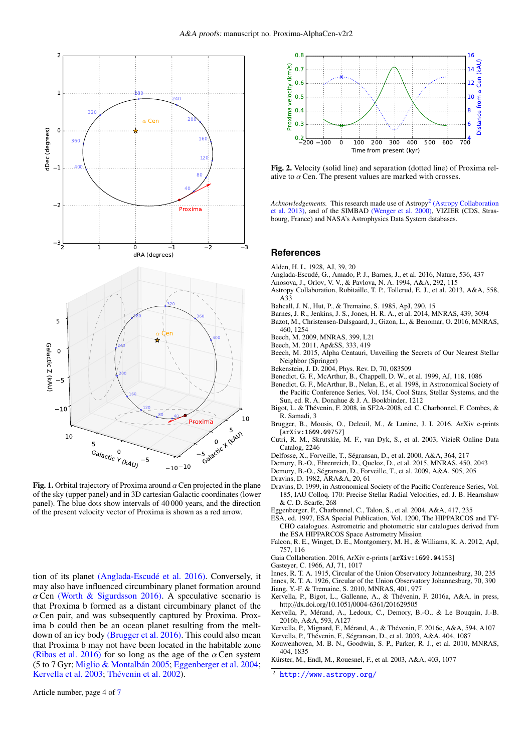Fig. 1. Orbital trajectory of Proxima around $\alpha$ Cen projected in the plane of the sky (upper panel) and in 3D cartesian Galactic coordinates (lower panel). The blue dots show intervals of 40 000 years, and the direction of the present velocity vector of Proxima is shown as a red arrow.

tion of its planet (Anglada-Escudé et al. 2016). Conversely, it may also have influenced circumbinary planet formation around $\alpha$ Cen (Worth & Sigurdsson 2016). A speculative scenario is that Proxima b formed as a distant circumbinary planet of the $\alpha$ Cen pair, and was subsequently captured by Proxima. Proxima b could then be an ocean planet resulting from the meltdown of an icy body (Brugger et al. 2016). This could also mean that Proxima b may not have been located in the habitable zone (Ribas et al. 2016) for so long as the age of the $\alpha$ Cen system (5 to 7 Gyr; Miglio & Montalbán 2005; Eggenberger et al. 2004; Kervella et al. 2003; Thévenin et al. 2002).

Fig. 2. Velocity (solid line) and separation (dotted line) of Proxima relative to $\alpha$ Cen. The present values are marked with crosses.

*Acknowledgements.* This research made use of Astropy[2] (Astropy Collaboration et al. 2013), and of the SIMBAD (Wenger et al. 2000), VIZIER (CDS, Strasbourg, France) and NASA's Astrophysics Data System databases.

## References

Alden, H. L. 1928, AJ, 39, 20
Anglada-Escudé, G., Amado, P. J., Barnes, J., et al. 2016, Nature, 536, 437
Anosova, J., Orlov, V. V., & Pavlova, N. A. 1994, A&A, 292, 115
Astropy Collaboration, Robitaille, T. P., Tollerud, E. J., et al. 2013, A&A, 558, A33
Bahcall, J. N., Hut, P., & Tremaine, S. 1985, ApJ, 290, 15
Barnes, J. R., Jenkins, J. S., Jones, H. R. A., et al. 2014, MNRAS, 439, 3094
Bazot, M., Christensen-Dalsgaard, J., Gizon, L., & Benomar, O. 2016, MNRAS, 460, 1254
Beech, M. 2009, MNRAS, 399, L21
Beech, M. 2011, Ap&SS, 333, 419
Beech, M. 2015, Alpha Centauri, Unveiling the Secrets of Our Nearest Stellar Neighbor (Springer)
Bekenstein, J. D. 2004, Phys. Rev. D, 70, 083509
Benedict, G. F., McArthur, B., Chappell, D. W., et al. 1999, AJ, 118, 1086
Benedict, G. F., McArthur, B., Nelan, E., et al. 1998, in Astronomical Society of the Pacific Conference Series, Vol. 154, Cool Stars, Stellar Systems, and the Sun, ed. R. A. Donahue & J. A. Bookbinder, 1212
Bigot, L. & Thévenin, F. 2008, in SF2A-2008, ed. C. Charbonnel, F. Combes, & R. Samadi, 3
Brugger, B., Mousis, O., Deleuil, M., & Lunine, J. I. 2016, ArXiv e-prints [arXiv:1609.09757]
Cutri, R. M., Skrutskie, M. F., van Dyk, S., et al. 2003, VizieR Online Data Catalog, 2246
Delfosse, X., Forveille, T., Ségransan, D., et al. 2000, A&A, 364, 217
Demory, B.-O., Ehrenreich, D., Queloz, D., et al. 2015, MNRAS, 450, 2043
Demory, B.-O., Ségransan, D., Forveille, T., et al. 2009, A&A, 505, 205
Dravins, D. 1982, ARA&A, 20, 61
Dravins, D. 1999, in Astronomical Society of the Pacific Conference Series, Vol. 185, IAU Colloq. 170: Precise Stellar Radial Velocities, ed. J. B. Hearnshaw & C. D. Scarfe, 268
Eggenberger, P., Charbonnel, C., Talon, S., et al. 2004, A&A, 417, 235
ESA, ed. 1997, ESA Special Publication, Vol. 1200, The HIPPARCOS and TYCHO catalogues. Astrometric and photometric star catalogues derived from the ESA HIPPARCOS Space Astrometry Mission
Falcon, R. E., Winget, D. E., Montgomery, M. H., & Williams, K. A. 2012, ApJ, 757, 116
Gaia Collaboration. 2016, ArXiv e-prints [arXiv:1609.04153]
Gasteyer, C. 1966, AJ, 71, 1017
Innes, R. T. A. 1915, Circular of the Union Observatory Johannesburg, 30, 235
Innes, R. T. A. 1926, Circular of the Union Observatory Johannesburg, 70, 390
Jiang, Y.-F. & Tremaine, S. 2010, MNRAS, 401, 977
Kervella, P., Bigot, L., Gallenne, A., & Thévenin, F. 2016a, A&A, in press, http://dx.doi.org/10.1051/0004-6361/201629505
Kervella, P., Mérand, A., Ledoux, C., Demory, B.-O., & Le Bouquin, J.-B. 2016b, A&A, 593, A127
Kervella, P., Mignard, F., Mérand, A., & Thévenin, F. 2016c, A&A, 594, A107
Kervella, P., Thévenin, F., Ségransan, D., et al. 2003, A&A, 404, 1087
Kouwenhoven, M. B. N., Goodwin, S. P., Parker, R. J., et al. 2010, MNRAS, 404, 1835
Kürster, M., Endl, M., Rouesnel, F., et al. 2003, A&A, 403, 1077

[2] http://www.astropy.org/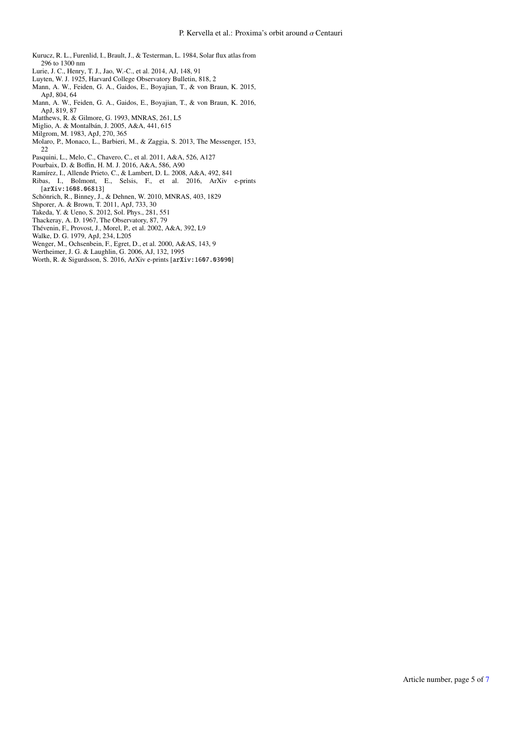Kurucz, R. L., Furenlid, I., Brault, J., & Testerman, L. 1984, Solar flux atlas from 296 to 1300 nm

Lurie, J. C., Henry, T. J., Jao, W.-C., et al. 2014, AJ, 148, 91

Luyten, W. J. 1925, Harvard College Observatory Bulletin, 818, 2

Mann, A. W., Feiden, G. A., Gaidos, E., Boyajian, T., & von Braun, K. 2015, ApJ, 804, 64

Mann, A. W., Feiden, G. A., Gaidos, E., Boyajian, T., & von Braun, K. 2016, ApJ, 819, 87

Matthews, R. & Gilmore, G. 1993, MNRAS, 261, L5

Miglio, A. & Montalbán, J. 2005, A&A, 441, 615

Milgrom, M. 1983, ApJ, 270, 365

Molaro, P., Monaco, L., Barbieri, M., & Zaggia, S. 2013, The Messenger, 153, 22

Pasquini, L., Melo, C., Chavero, C., et al. 2011, A&A, 526, A127

Pourbaix, D. & Boffin, H. M. J. 2016, A&A, 586, A90

Ramírez, I., Allende Prieto, C., & Lambert, D. L. 2008, A&A, 492, 841

Ribas, I., Bolmont, E., Selsis, F., et al. 2016, ArXiv e-prints [arXiv:1608.06813]

Schönrich, R., Binney, J., & Dehnen, W. 2010, MNRAS, 403, 1829

Shporer, A. & Brown, T. 2011, ApJ, 733, 30

Takeda, Y. & Ueno, S. 2012, Sol. Phys., 281, 551

Thackeray, A. D. 1967, The Observatory, 87, 79

Thévenin, F., Provost, J., Morel, P., et al. 2002, A&A, 392, L9

Walke, D. G. 1979, ApJ, 234, L205

Wenger, M., Ochsenbein, F., Egret, D., et al. 2000, A&AS, 143, 9

Wertheimer, J. G. & Laughlin, G. 2006, AJ, 132, 1995

Worth, R. & Sigurdsson, S. 2016, ArXiv e-prints [arXiv:1607.03090]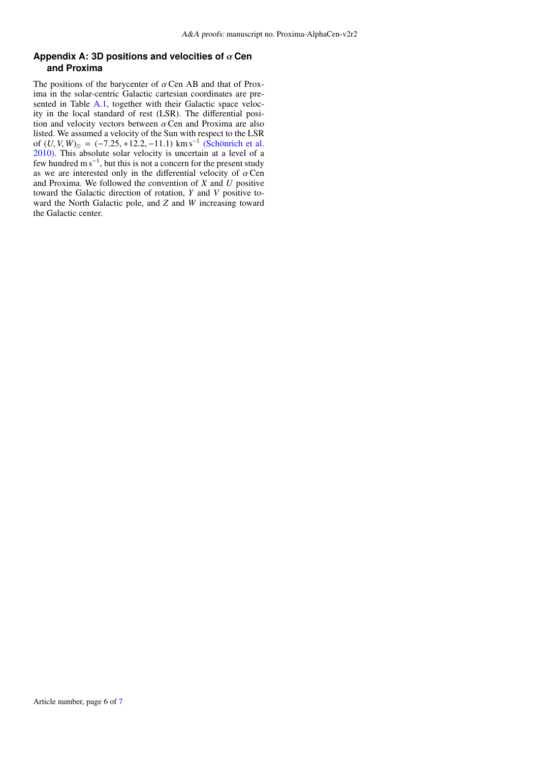## Appendix A: 3D positions and velocities of $\alpha$ Cen and Proxima

The positions of the barycenter of $\alpha$ Cen AB and that of Proxima in the solar-centric Galactic cartesian coordinates are presented in Table A.1, together with their Galactic space velocity in the local standard of rest (LSR). The differential position and velocity vectors between $\alpha$ Cen and Proxima are also listed. We assumed a velocity of the Sun with respect to the LSR of $(U, V, W)_{\odot} = (-7.25, +12.2, -11.1)$ km s$^{-1}$ (Schönrich et al. 2010). This absolute solar velocity is uncertain at a level of a few hundred m s$^{-1}$, but this is not a concern for the present study as we are interested only in the differential velocity of $\alpha$ Cen and Proxima. We followed the convention of $X$ and $U$ positive toward the Galactic direction of rotation, $Y$ and $V$ positive toward the North Galactic pole, and $Z$ and $W$ increasing toward the Galactic center.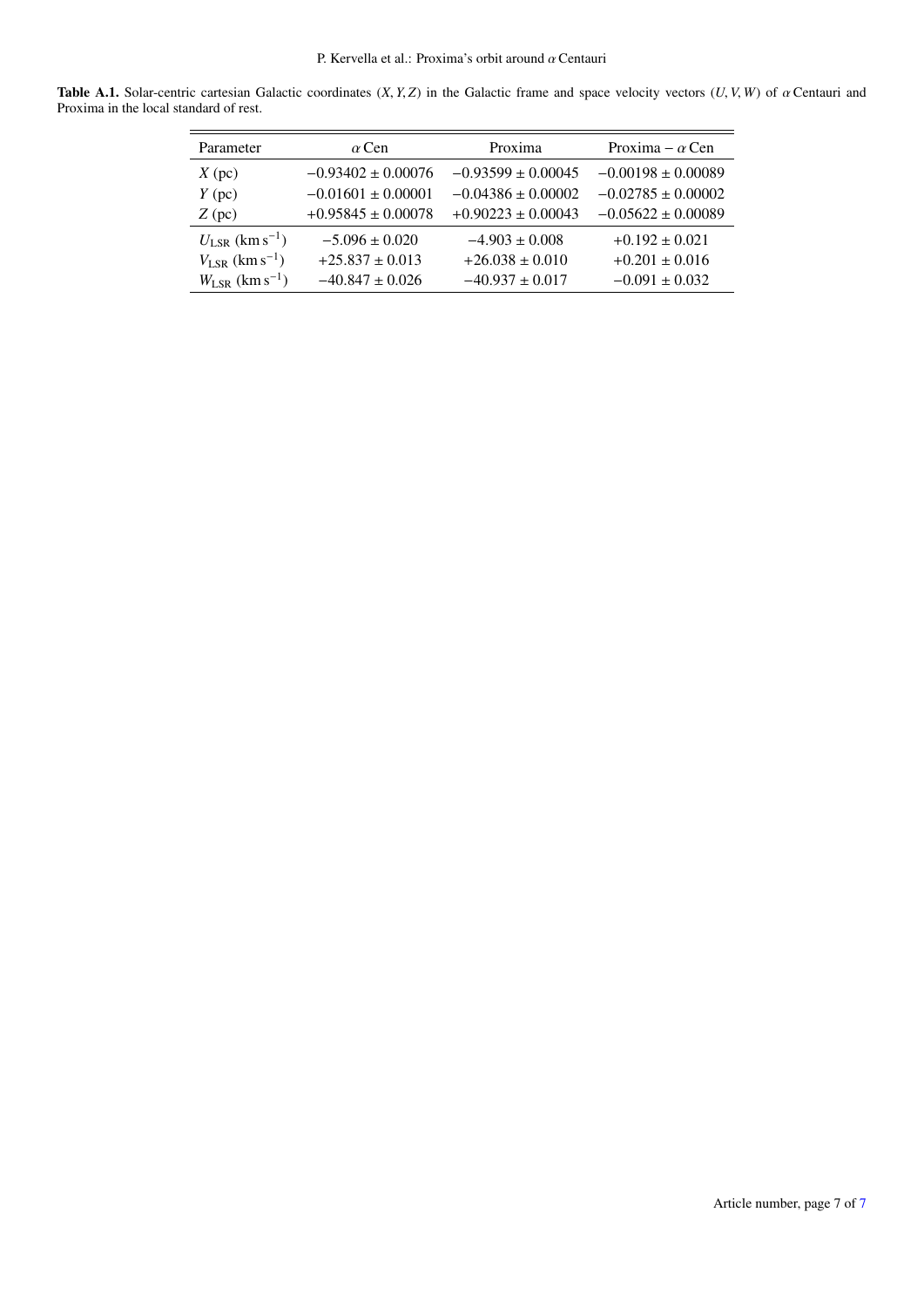**Table A.1.** Solar-centric cartesian Galactic coordinates $(X, Y, Z)$ in the Galactic frame and space velocity vectors $(U, V, W)$ of $\alpha$ Centauri and Proxima in the local standard of rest.

| Parameter | $\alpha$ Cen | Proxima | Proxima − $\alpha$ Cen |
|---|---|---|---|
| $X$ (pc) | $-0.93402 \pm 0.00076$ | $-0.93599 \pm 0.00045$ | $-0.00198 \pm 0.00089$ |
| $Y$ (pc) | $-0.01601 \pm 0.00001$ | $-0.04386 \pm 0.00002$ | $-0.02785 \pm 0.00002$ |
| $Z$ (pc) | $+0.95845 \pm 0.00078$ | $+0.90223 \pm 0.00043$ | $-0.05622 \pm 0.00089$ |
| $U_{\mathrm{LSR}}$ (km s$^{-1}$) | $-5.096 \pm 0.020$ | $-4.903 \pm 0.008$ | $+0.192 \pm 0.021$ |
| $V_{\mathrm{LSR}}$ (km s$^{-1}$) | $+25.837 \pm 0.013$ | $+26.038 \pm 0.010$ | $+0.201 \pm 0.016$ |
| $W_{\mathrm{LSR}}$ (km s$^{-1}$) | $-40.847 \pm 0.026$ | $-40.937 \pm 0.017$ | $-0.091 \pm 0.032$ |